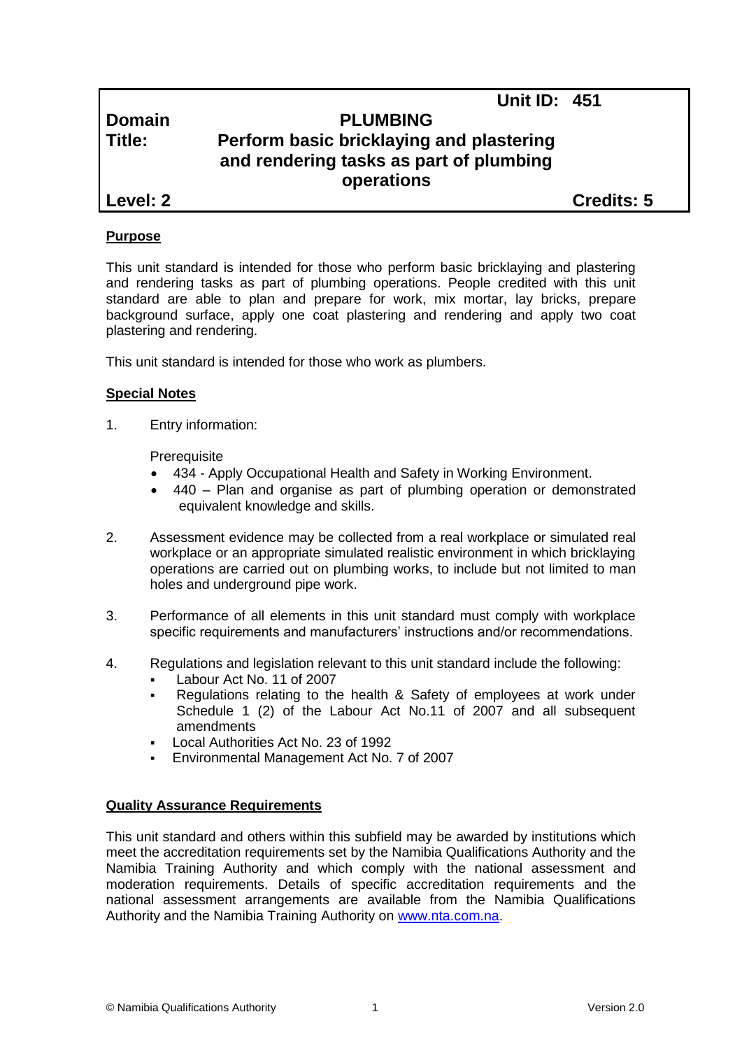| | Unit ID: 451 |
|---|---|
| **Domain** | **PLUMBING** |
| **Title:** | **Perform basic bricklaying and plastering and rendering tasks as part of plumbing operations** |
| **Level: 2** | **Credits: 5** |

**Purpose**

This unit standard is intended for those who perform basic bricklaying and plastering and rendering tasks as part of plumbing operations. People credited with this unit standard are able to plan and prepare for work, mix mortar, lay bricks, prepare background surface, apply one coat plastering and rendering and apply two coat plastering and rendering.

This unit standard is intended for those who work as plumbers.

**Special Notes**

1. Entry information:

   Prerequisite

   - 434 - Apply Occupational Health and Safety in Working Environment.
   - 440 – Plan and organise as part of plumbing operation or demonstrated equivalent knowledge and skills.

2. Assessment evidence may be collected from a real workplace or simulated real workplace or an appropriate simulated realistic environment in which bricklaying operations are carried out on plumbing works, to include but not limited to man holes and underground pipe work.

3. Performance of all elements in this unit standard must comply with workplace specific requirements and manufacturers' instructions and/or recommendations.

4. Regulations and legislation relevant to this unit standard include the following:
   - Labour Act No. 11 of 2007
   - Regulations relating to the health & Safety of employees at work under Schedule 1 (2) of the Labour Act No.11 of 2007 and all subsequent amendments
   - Local Authorities Act No. 23 of 1992
   - Environmental Management Act No. 7 of 2007

**Quality Assurance Requirements**

This unit standard and others within this subfield may be awarded by institutions which meet the accreditation requirements set by the Namibia Qualifications Authority and the Namibia Training Authority and which comply with the national assessment and moderation requirements. Details of specific accreditation requirements and the national assessment arrangements are available from the Namibia Qualifications Authority and the Namibia Training Authority on www.nta.com.na.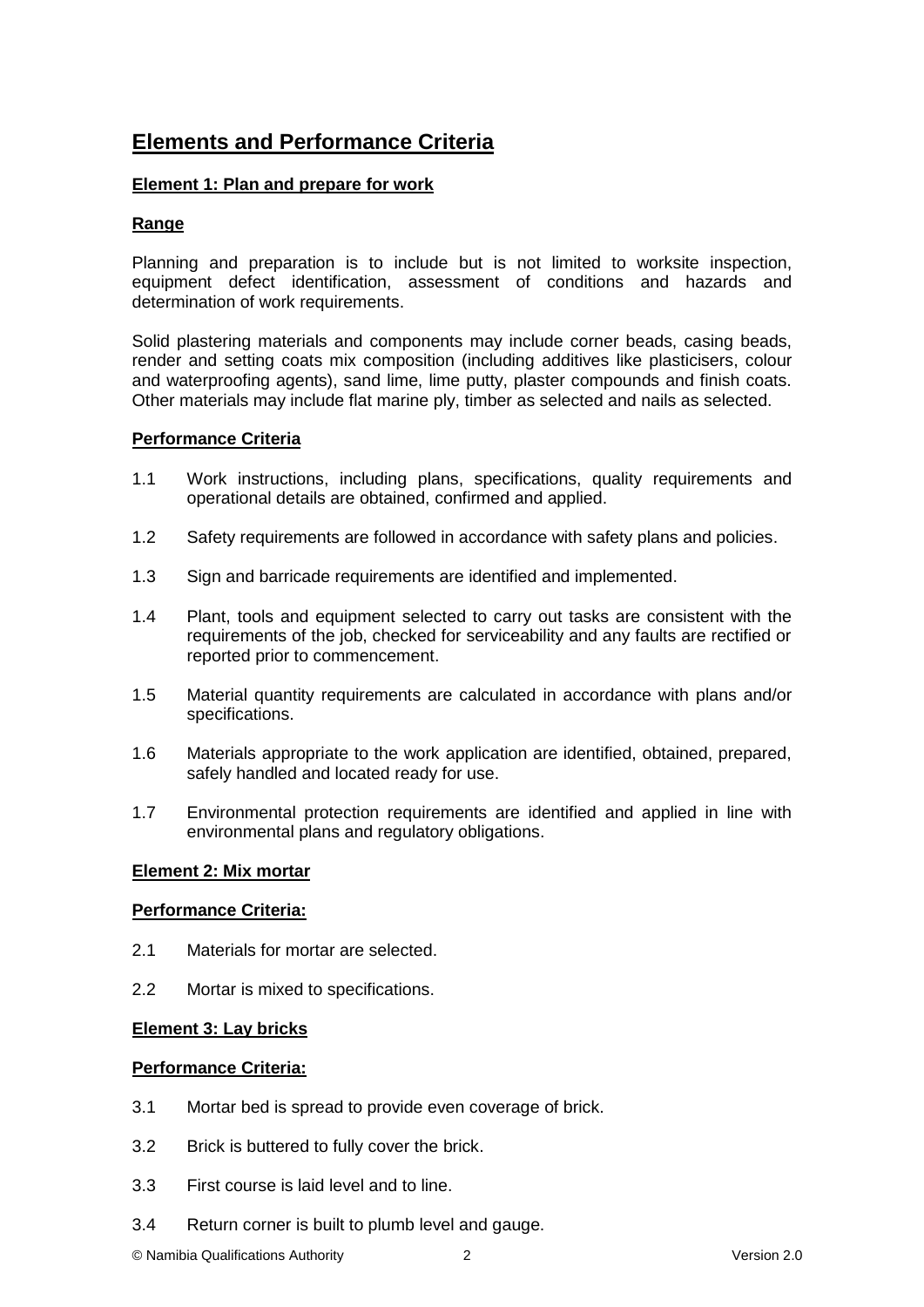## Elements and Performance Criteria

### Element 1: Plan and prepare for work

#### Range

Planning and preparation is to include but is not limited to worksite inspection, equipment defect identification, assessment of conditions and hazards and determination of work requirements.

Solid plastering materials and components may include corner beads, casing beads, render and setting coats mix composition (including additives like plasticisers, colour and waterproofing agents), sand lime, lime putty, plaster compounds and finish coats. Other materials may include flat marine ply, timber as selected and nails as selected.

#### Performance Criteria

1.1 Work instructions, including plans, specifications, quality requirements and operational details are obtained, confirmed and applied.

1.2 Safety requirements are followed in accordance with safety plans and policies.

1.3 Sign and barricade requirements are identified and implemented.

1.4 Plant, tools and equipment selected to carry out tasks are consistent with the requirements of the job, checked for serviceability and any faults are rectified or reported prior to commencement.

1.5 Material quantity requirements are calculated in accordance with plans and/or specifications.

1.6 Materials appropriate to the work application are identified, obtained, prepared, safely handled and located ready for use.

1.7 Environmental protection requirements are identified and applied in line with environmental plans and regulatory obligations.

### Element 2: Mix mortar

#### Performance Criteria:

2.1 Materials for mortar are selected.

2.2 Mortar is mixed to specifications.

### Element 3: Lay bricks

#### Performance Criteria:

3.1 Mortar bed is spread to provide even coverage of brick.

3.2 Brick is buttered to fully cover the brick.

3.3 First course is laid level and to line.

3.4 Return corner is built to plumb level and gauge.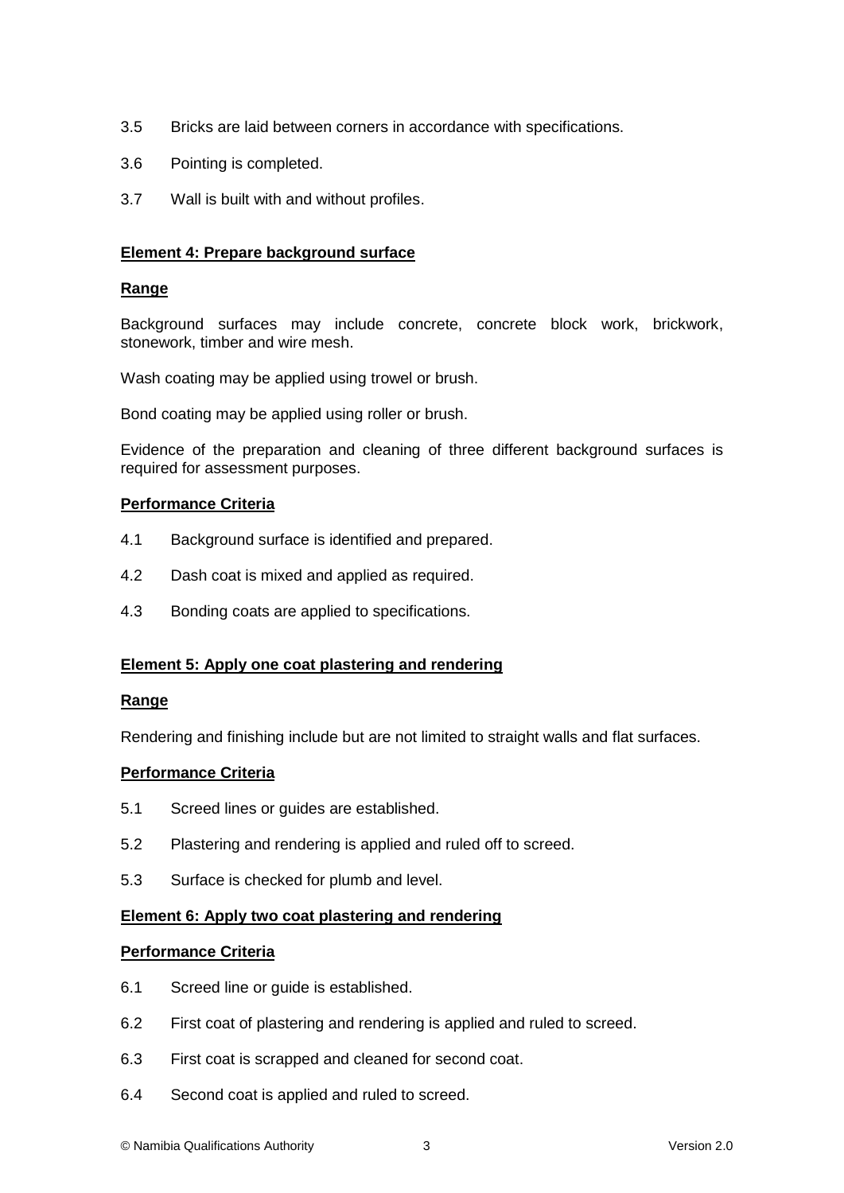3.5 Bricks are laid between corners in accordance with specifications.

3.6 Pointing is completed.

3.7 Wall is built with and without profiles.

**Element 4: Prepare background surface**

**Range**

Background surfaces may include concrete, concrete block work, brickwork, stonework, timber and wire mesh.

Wash coating may be applied using trowel or brush.

Bond coating may be applied using roller or brush.

Evidence of the preparation and cleaning of three different background surfaces is required for assessment purposes.

**Performance Criteria**

4.1 Background surface is identified and prepared.

4.2 Dash coat is mixed and applied as required.

4.3 Bonding coats are applied to specifications.

**Element 5: Apply one coat plastering and rendering**

**Range**

Rendering and finishing include but are not limited to straight walls and flat surfaces.

**Performance Criteria**

5.1 Screed lines or guides are established.

5.2 Plastering and rendering is applied and ruled off to screed.

5.3 Surface is checked for plumb and level.

**Element 6: Apply two coat plastering and rendering**

**Performance Criteria**

6.1 Screed line or guide is established.

6.2 First coat of plastering and rendering is applied and ruled to screed.

6.3 First coat is scrapped and cleaned for second coat.

6.4 Second coat is applied and ruled to screed.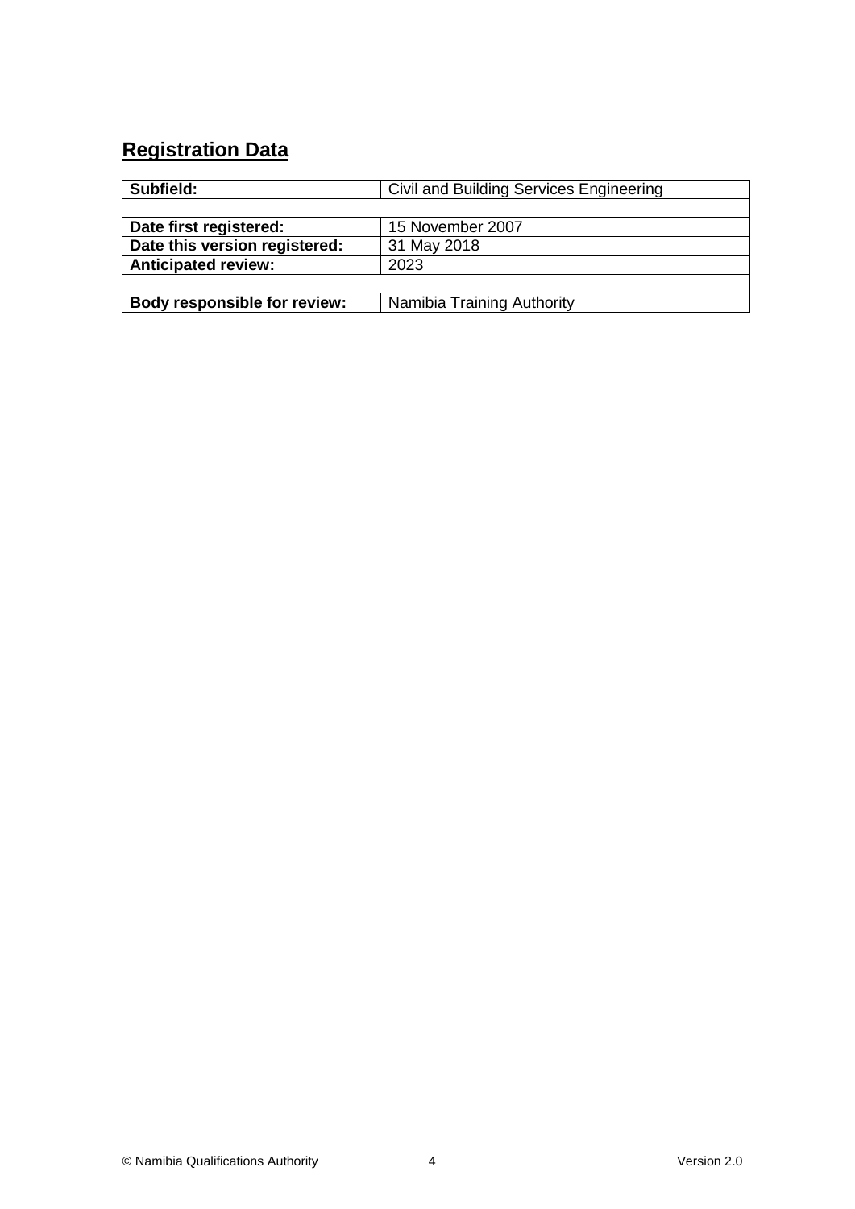## Registration Data

| | |
|---|---|
| **Subfield:** | Civil and Building Services Engineering |
| | |
| **Date first registered:** | 15 November 2007 |
| **Date this version registered:** | 31 May 2018 |
| **Anticipated review:** | 2023 |
| | |
| **Body responsible for review:** | Namibia Training Authority |